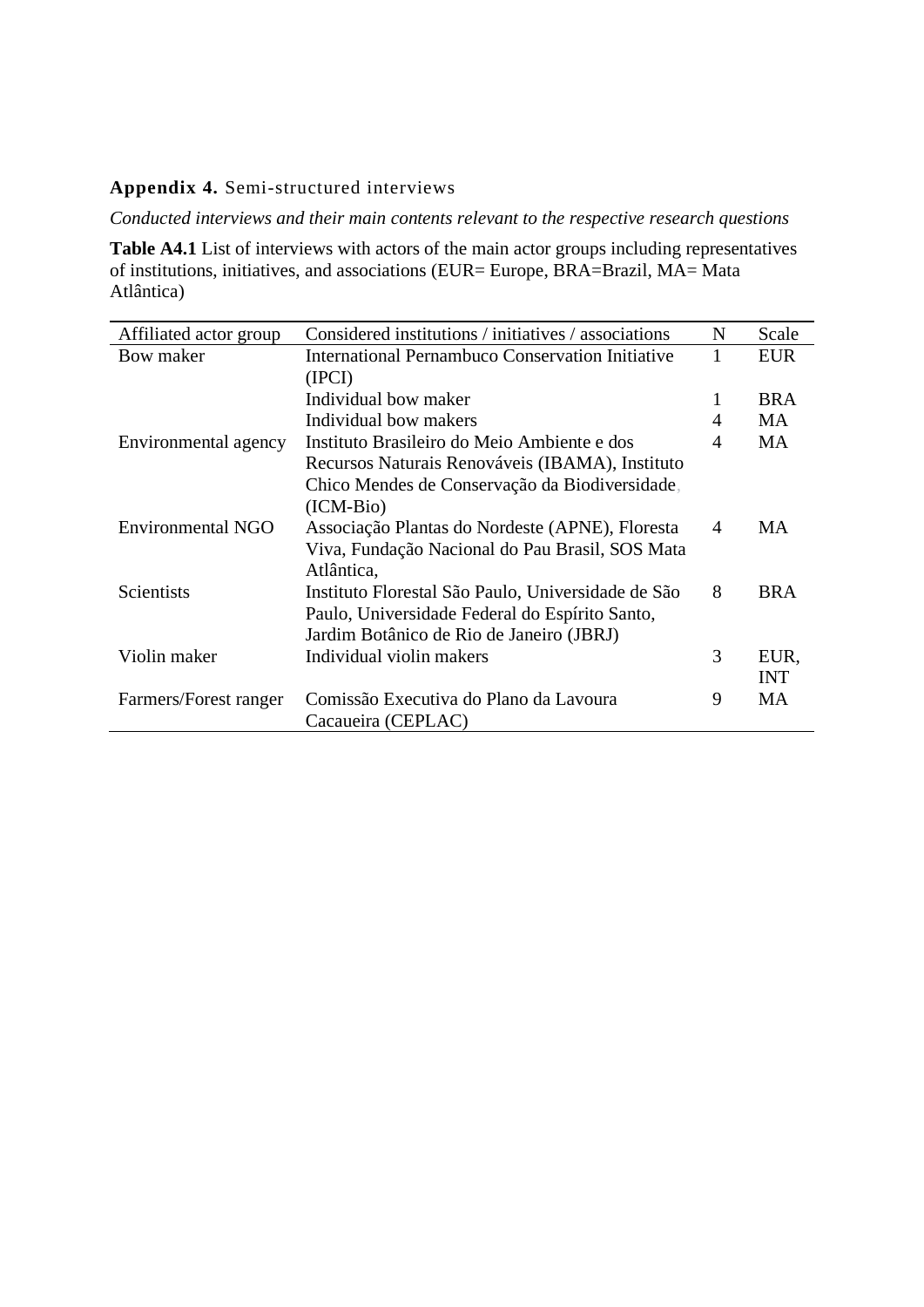**Appendix 4.** Semi-structured interviews

*Conducted interviews and their main contents relevant to the respective research questions*

**Table A4.1** List of interviews with actors of the main actor groups including representatives of institutions, initiatives, and associations (EUR= Europe, BRA=Brazil, MA= Mata Atlântica)

| Affiliated actor group | Considered institutions / initiatives / associations | N | Scale |
|---|---|---|---|
| Bow maker | International Pernambuco Conservation Initiative (IPCI) | 1 | EUR |
| | Individual bow maker | 1 | BRA |
| | Individual bow makers | 4 | MA |
| Environmental agency | Instituto Brasileiro do Meio Ambiente e dos Recursos Naturais Renováveis (IBAMA), Instituto Chico Mendes de Conservação da Biodiversidade, (ICM-Bio) | 4 | MA |
| Environmental NGO | Associação Plantas do Nordeste (APNE), Floresta Viva, Fundação Nacional do Pau Brasil, SOS Mata Atlântica, | 4 | MA |
| Scientists | Instituto Florestal São Paulo, Universidade de São Paulo, Universidade Federal do Espírito Santo, Jardim Botânico de Rio de Janeiro (JBRJ) | 8 | BRA |
| Violin maker | Individual violin makers | 3 | EUR, INT |
| Farmers/Forest ranger | Comissão Executiva do Plano da Lavoura Cacaueira (CEPLAC) | 9 | MA |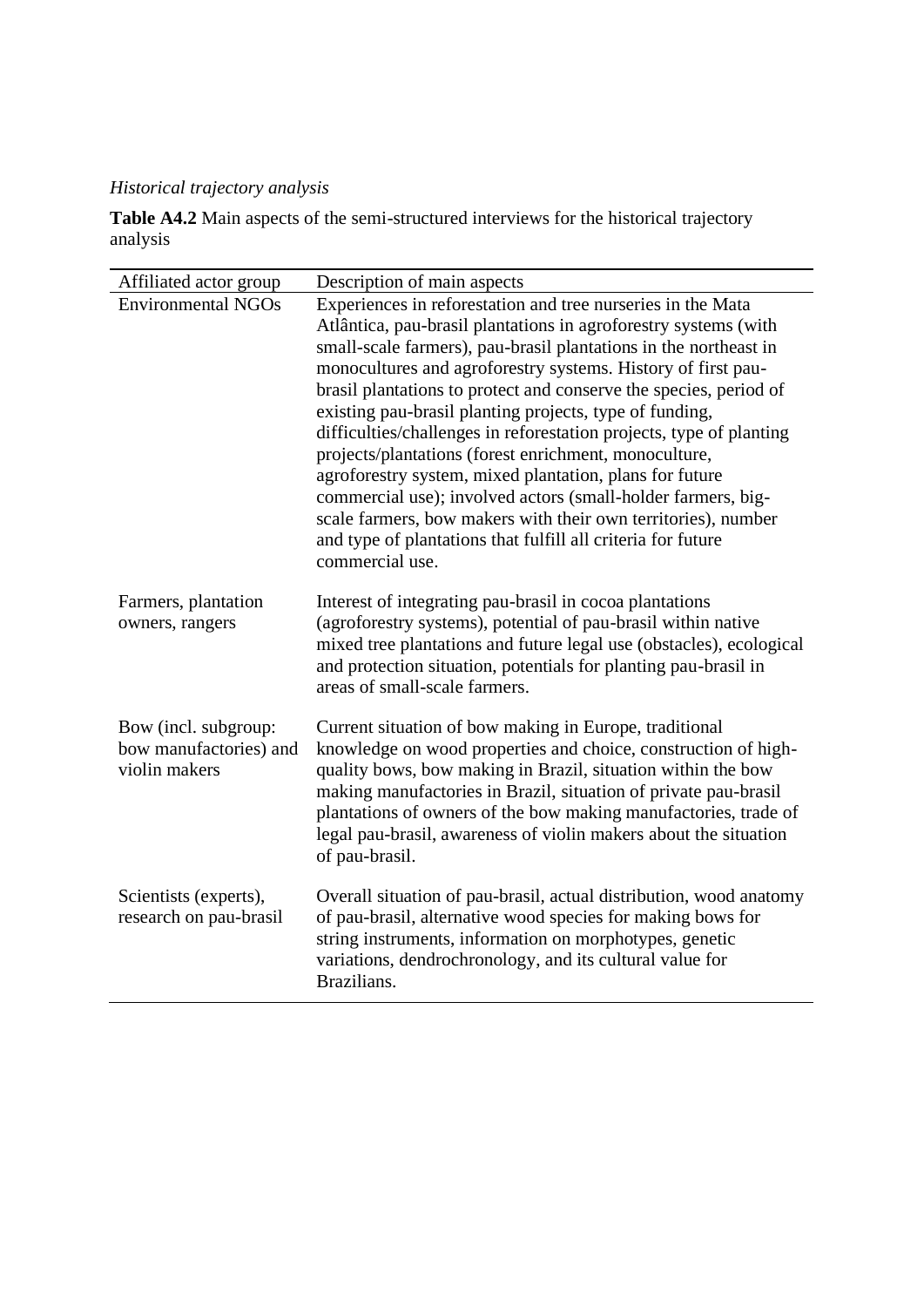*Historical trajectory analysis*

**Table A4.2** Main aspects of the semi-structured interviews for the historical trajectory analysis

| Affiliated actor group | Description of main aspects |
|---|---|
| Environmental NGOs | Experiences in reforestation and tree nurseries in the Mata Atlântica, pau-brasil plantations in agroforestry systems (with small-scale farmers), pau-brasil plantations in the northeast in monocultures and agroforestry systems. History of first pau-brasil plantations to protect and conserve the species, period of existing pau-brasil planting projects, type of funding, difficulties/challenges in reforestation projects, type of planting projects/plantations (forest enrichment, monoculture, agroforestry system, mixed plantation, plans for future commercial use); involved actors (small-holder farmers, big-scale farmers, bow makers with their own territories), number and type of plantations that fulfill all criteria for future commercial use. |
| Farmers, plantation owners, rangers | Interest of integrating pau-brasil in cocoa plantations (agroforestry systems), potential of pau-brasil within native mixed tree plantations and future legal use (obstacles), ecological and protection situation, potentials for planting pau-brasil in areas of small-scale farmers. |
| Bow (incl. subgroup: bow manufactories) and violin makers | Current situation of bow making in Europe, traditional knowledge on wood properties and choice, construction of high-quality bows, bow making in Brazil, situation within the bow making manufactories in Brazil, situation of private pau-brasil plantations of owners of the bow making manufactories, trade of legal pau-brasil, awareness of violin makers about the situation of pau-brasil. |
| Scientists (experts), research on pau-brasil | Overall situation of pau-brasil, actual distribution, wood anatomy of pau-brasil, alternative wood species for making bows for string instruments, information on morphotypes, genetic variations, dendrochronology, and its cultural value for Brazilians. |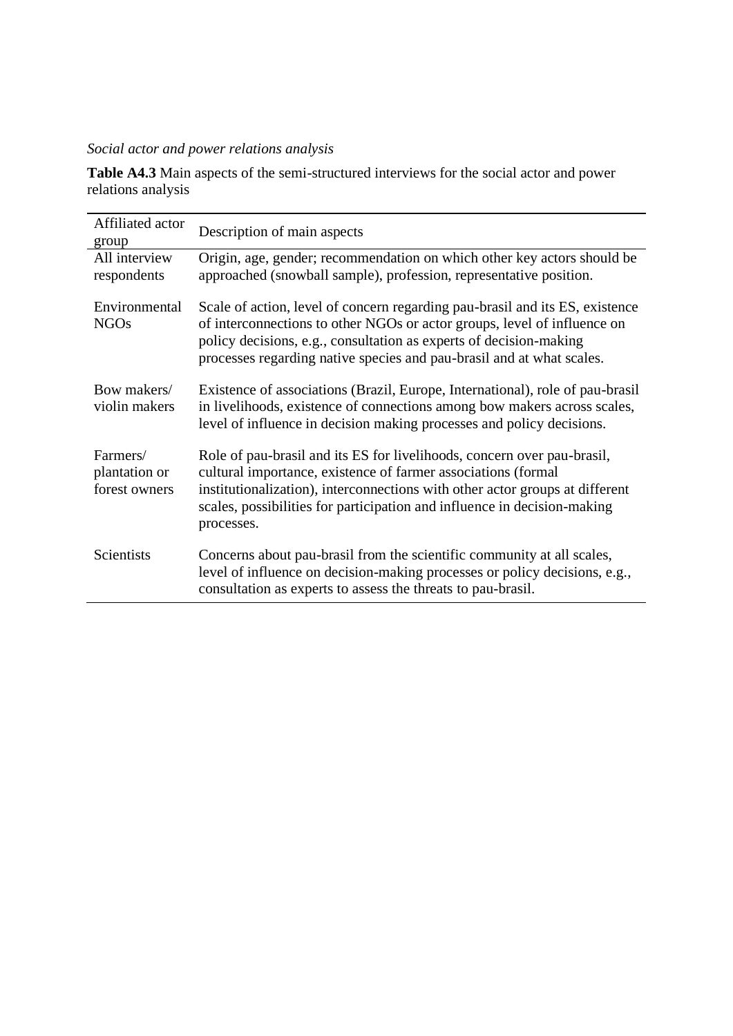*Social actor and power relations analysis*

**Table A4.3** Main aspects of the semi-structured interviews for the social actor and power relations analysis

| Affiliated actor group | Description of main aspects |
|---|---|
| All interview respondents | Origin, age, gender; recommendation on which other key actors should be approached (snowball sample), profession, representative position. |
| Environmental NGOs | Scale of action, level of concern regarding pau-brasil and its ES, existence of interconnections to other NGOs or actor groups, level of influence on policy decisions, e.g., consultation as experts of decision-making processes regarding native species and pau-brasil and at what scales. |
| Bow makers/ violin makers | Existence of associations (Brazil, Europe, International), role of pau-brasil in livelihoods, existence of connections among bow makers across scales, level of influence in decision making processes and policy decisions. |
| Farmers/ plantation or forest owners | Role of pau-brasil and its ES for livelihoods, concern over pau-brasil, cultural importance, existence of farmer associations (formal institutionalization), interconnections with other actor groups at different scales, possibilities for participation and influence in decision-making processes. |
| Scientists | Concerns about pau-brasil from the scientific community at all scales, level of influence on decision-making processes or policy decisions, e.g., consultation as experts to assess the threats to pau-brasil. |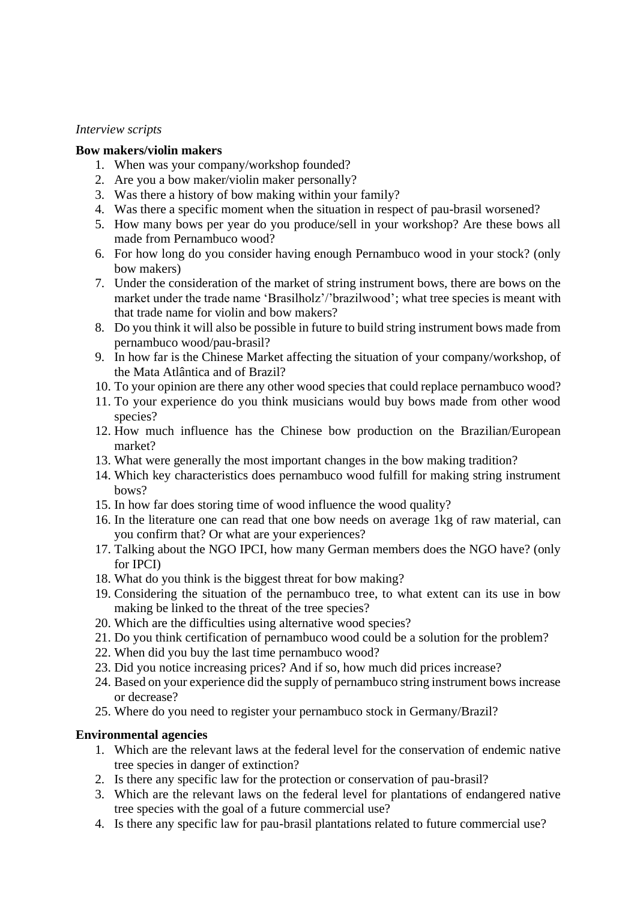*Interview scripts*

**Bow makers/violin makers**

1. When was your company/workshop founded?
2. Are you a bow maker/violin maker personally?
3. Was there a history of bow making within your family?
4. Was there a specific moment when the situation in respect of pau-brasil worsened?
5. How many bows per year do you produce/sell in your workshop? Are these bows all made from Pernambuco wood?
6. For how long do you consider having enough Pernambuco wood in your stock? (only bow makers)
7. Under the consideration of the market of string instrument bows, there are bows on the market under the trade name 'Brasilholz'/'brazilwood'; what tree species is meant with that trade name for violin and bow makers?
8. Do you think it will also be possible in future to build string instrument bows made from pernambuco wood/pau-brasil?
9. In how far is the Chinese Market affecting the situation of your company/workshop, of the Mata Atlântica and of Brazil?
10. To your opinion are there any other wood species that could replace pernambuco wood?
11. To your experience do you think musicians would buy bows made from other wood species?
12. How much influence has the Chinese bow production on the Brazilian/European market?
13. What were generally the most important changes in the bow making tradition?
14. Which key characteristics does pernambuco wood fulfill for making string instrument bows?
15. In how far does storing time of wood influence the wood quality?
16. In the literature one can read that one bow needs on average 1kg of raw material, can you confirm that? Or what are your experiences?
17. Talking about the NGO IPCI, how many German members does the NGO have? (only for IPCI)
18. What do you think is the biggest threat for bow making?
19. Considering the situation of the pernambuco tree, to what extent can its use in bow making be linked to the threat of the tree species?
20. Which are the difficulties using alternative wood species?
21. Do you think certification of pernambuco wood could be a solution for the problem?
22. When did you buy the last time pernambuco wood?
23. Did you notice increasing prices? And if so, how much did prices increase?
24. Based on your experience did the supply of pernambuco string instrument bows increase or decrease?
25. Where do you need to register your pernambuco stock in Germany/Brazil?

**Environmental agencies**

1. Which are the relevant laws at the federal level for the conservation of endemic native tree species in danger of extinction?
2. Is there any specific law for the protection or conservation of pau-brasil?
3. Which are the relevant laws on the federal level for plantations of endangered native tree species with the goal of a future commercial use?
4. Is there any specific law for pau-brasil plantations related to future commercial use?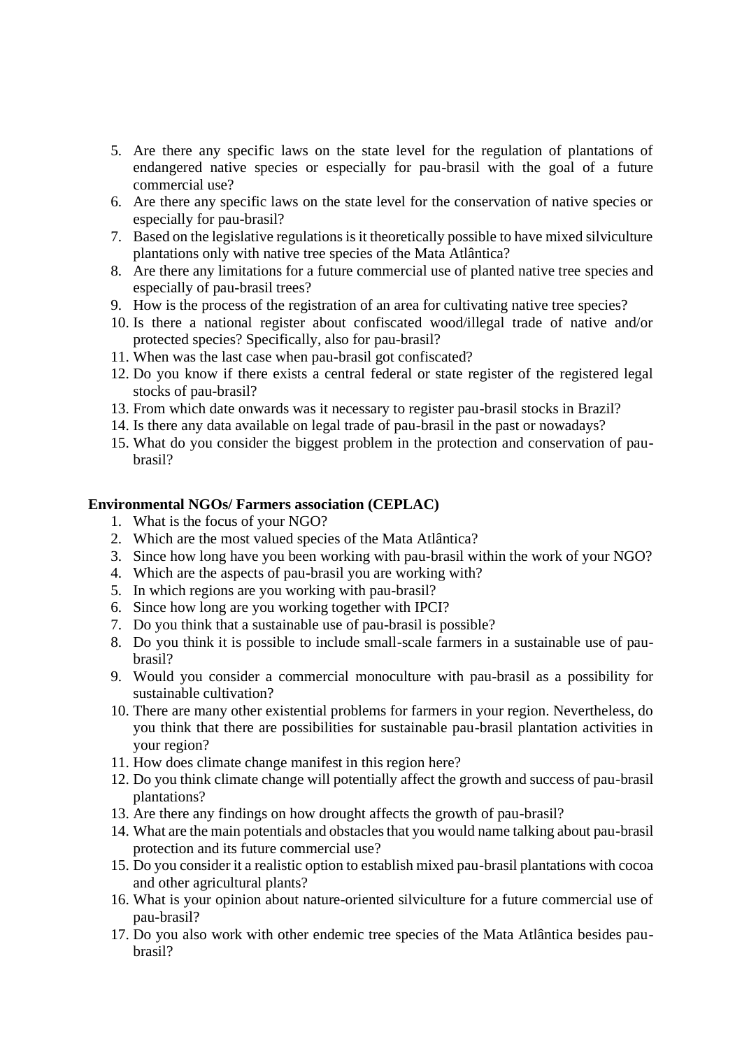5. Are there any specific laws on the state level for the regulation of plantations of endangered native species or especially for pau-brasil with the goal of a future commercial use?
6. Are there any specific laws on the state level for the conservation of native species or especially for pau-brasil?
7. Based on the legislative regulations is it theoretically possible to have mixed silviculture plantations only with native tree species of the Mata Atlântica?
8. Are there any limitations for a future commercial use of planted native tree species and especially of pau-brasil trees?
9. How is the process of the registration of an area for cultivating native tree species?
10. Is there a national register about confiscated wood/illegal trade of native and/or protected species? Specifically, also for pau-brasil?
11. When was the last case when pau-brasil got confiscated?
12. Do you know if there exists a central federal or state register of the registered legal stocks of pau-brasil?
13. From which date onwards was it necessary to register pau-brasil stocks in Brazil?
14. Is there any data available on legal trade of pau-brasil in the past or nowadays?
15. What do you consider the biggest problem in the protection and conservation of pau-brasil?

**Environmental NGOs/ Farmers association (CEPLAC)**

1. What is the focus of your NGO?
2. Which are the most valued species of the Mata Atlântica?
3. Since how long have you been working with pau-brasil within the work of your NGO?
4. Which are the aspects of pau-brasil you are working with?
5. In which regions are you working with pau-brasil?
6. Since how long are you working together with IPCI?
7. Do you think that a sustainable use of pau-brasil is possible?
8. Do you think it is possible to include small-scale farmers in a sustainable use of pau-brasil?
9. Would you consider a commercial monoculture with pau-brasil as a possibility for sustainable cultivation?
10. There are many other existential problems for farmers in your region. Nevertheless, do you think that there are possibilities for sustainable pau-brasil plantation activities in your region?
11. How does climate change manifest in this region here?
12. Do you think climate change will potentially affect the growth and success of pau-brasil plantations?
13. Are there any findings on how drought affects the growth of pau-brasil?
14. What are the main potentials and obstacles that you would name talking about pau-brasil protection and its future commercial use?
15. Do you consider it a realistic option to establish mixed pau-brasil plantations with cocoa and other agricultural plants?
16. What is your opinion about nature-oriented silviculture for a future commercial use of pau-brasil?
17. Do you also work with other endemic tree species of the Mata Atlântica besides pau-brasil?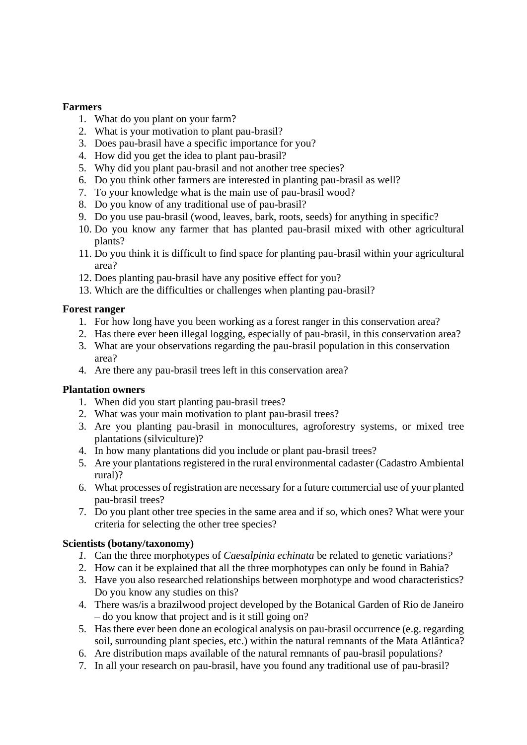**Farmers**

1. What do you plant on your farm?
2. What is your motivation to plant pau-brasil?
3. Does pau-brasil have a specific importance for you?
4. How did you get the idea to plant pau-brasil?
5. Why did you plant pau-brasil and not another tree species?
6. Do you think other farmers are interested in planting pau-brasil as well?
7. To your knowledge what is the main use of pau-brasil wood?
8. Do you know of any traditional use of pau-brasil?
9. Do you use pau-brasil (wood, leaves, bark, roots, seeds) for anything in specific?
10. Do you know any farmer that has planted pau-brasil mixed with other agricultural plants?
11. Do you think it is difficult to find space for planting pau-brasil within your agricultural area?
12. Does planting pau-brasil have any positive effect for you?
13. Which are the difficulties or challenges when planting pau-brasil?

**Forest ranger**

1. For how long have you been working as a forest ranger in this conservation area?
2. Has there ever been illegal logging, especially of pau-brasil, in this conservation area?
3. What are your observations regarding the pau-brasil population in this conservation area?
4. Are there any pau-brasil trees left in this conservation area?

**Plantation owners**

1. When did you start planting pau-brasil trees?
2. What was your main motivation to plant pau-brasil trees?
3. Are you planting pau-brasil in monocultures, agroforestry systems, or mixed tree plantations (silviculture)?
4. In how many plantations did you include or plant pau-brasil trees?
5. Are your plantations registered in the rural environmental cadaster (Cadastro Ambiental rural)?
6. What processes of registration are necessary for a future commercial use of your planted pau-brasil trees?
7. Do you plant other tree species in the same area and if so, which ones? What were your criteria for selecting the other tree species?

**Scientists (botany/taxonomy)**

1. Can the three morphotypes of *Caesalpinia echinata* be related to genetic variations?
2. How can it be explained that all the three morphotypes can only be found in Bahia?
3. Have you also researched relationships between morphotype and wood characteristics? Do you know any studies on this?
4. There was/is a brazilwood project developed by the Botanical Garden of Rio de Janeiro – do you know that project and is it still going on?
5. Has there ever been done an ecological analysis on pau-brasil occurrence (e.g. regarding soil, surrounding plant species, etc.) within the natural remnants of the Mata Atlântica?
6. Are distribution maps available of the natural remnants of pau-brasil populations?
7. In all your research on pau-brasil, have you found any traditional use of pau-brasil?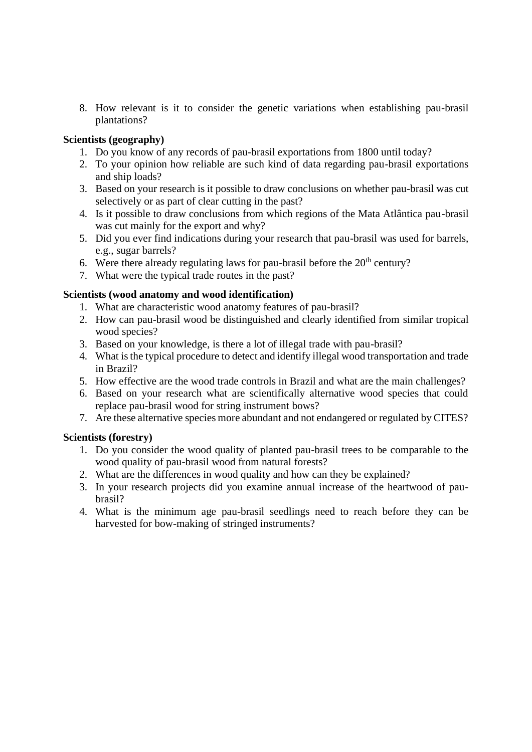8. How relevant is it to consider the genetic variations when establishing pau-brasil plantations?

**Scientists (geography)**

1. Do you know of any records of pau-brasil exportations from 1800 until today?
2. To your opinion how reliable are such kind of data regarding pau-brasil exportations and ship loads?
3. Based on your research is it possible to draw conclusions on whether pau-brasil was cut selectively or as part of clear cutting in the past?
4. Is it possible to draw conclusions from which regions of the Mata Atlântica pau-brasil was cut mainly for the export and why?
5. Did you ever find indications during your research that pau-brasil was used for barrels, e.g., sugar barrels?
6. Were there already regulating laws for pau-brasil before the 20th century?
7. What were the typical trade routes in the past?

**Scientists (wood anatomy and wood identification)**

1. What are characteristic wood anatomy features of pau-brasil?
2. How can pau-brasil wood be distinguished and clearly identified from similar tropical wood species?
3. Based on your knowledge, is there a lot of illegal trade with pau-brasil?
4. What is the typical procedure to detect and identify illegal wood transportation and trade in Brazil?
5. How effective are the wood trade controls in Brazil and what are the main challenges?
6. Based on your research what are scientifically alternative wood species that could replace pau-brasil wood for string instrument bows?
7. Are these alternative species more abundant and not endangered or regulated by CITES?

**Scientists (forestry)**

1. Do you consider the wood quality of planted pau-brasil trees to be comparable to the wood quality of pau-brasil wood from natural forests?
2. What are the differences in wood quality and how can they be explained?
3. In your research projects did you examine annual increase of the heartwood of pau-brasil?
4. What is the minimum age pau-brasil seedlings need to reach before they can be harvested for bow-making of stringed instruments?